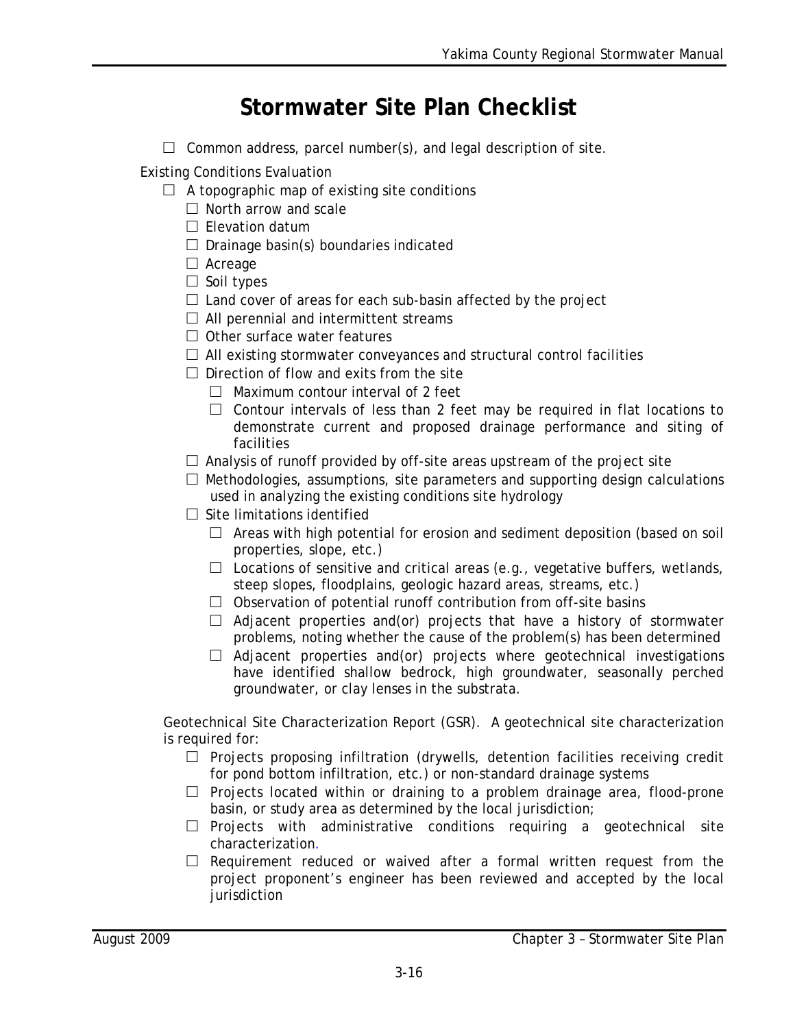# Stormwater Site Plan Checklist

- ☐ Common address, parcel number(s), and legal description of site.

Existing Conditions Evaluation

- ☐ A topographic map of existing site conditions
  - ☐ North arrow and scale
  - ☐ Elevation datum
  - ☐ Drainage basin(s) boundaries indicated
  - ☐ Acreage
  - ☐ Soil types
  - ☐ Land cover of areas for each sub-basin affected by the project
  - ☐ All perennial and intermittent streams
  - ☐ Other surface water features
  - ☐ All existing stormwater conveyances and structural control facilities
  - ☐ Direction of flow and exits from the site
    - ☐ Maximum contour interval of 2 feet
    - ☐ Contour intervals of less than 2 feet may be required in flat locations to demonstrate current and proposed drainage performance and siting of facilities
  - ☐ Analysis of runoff provided by off-site areas upstream of the project site
  - ☐ Methodologies, assumptions, site parameters and supporting design calculations used in analyzing the existing conditions site hydrology
  - ☐ Site limitations identified
    - ☐ Areas with high potential for erosion and sediment deposition (based on soil properties, slope, etc.)
    - ☐ Locations of sensitive and critical areas (e.g., vegetative buffers, wetlands, steep slopes, floodplains, geologic hazard areas, streams, etc.)
    - ☐ Observation of potential runoff contribution from off-site basins
    - ☐ Adjacent properties and(or) projects that have a history of stormwater problems, noting whether the cause of the problem(s) has been determined
    - ☐ Adjacent properties and(or) projects where geotechnical investigations have identified shallow bedrock, high groundwater, seasonally perched groundwater, or clay lenses in the substrata.

Geotechnical Site Characterization Report (GSR). A geotechnical site characterization is required for:

- ☐ Projects proposing infiltration (drywells, detention facilities receiving credit for pond bottom infiltration, etc.) or non-standard drainage systems
- ☐ Projects located within or draining to a problem drainage area, flood-prone basin, or study area as determined by the local jurisdiction;
- ☐ Projects with administrative conditions requiring a geotechnical site characterization.
- ☐ Requirement reduced or waived after a formal written request from the project proponent's engineer has been reviewed and accepted by the local jurisdiction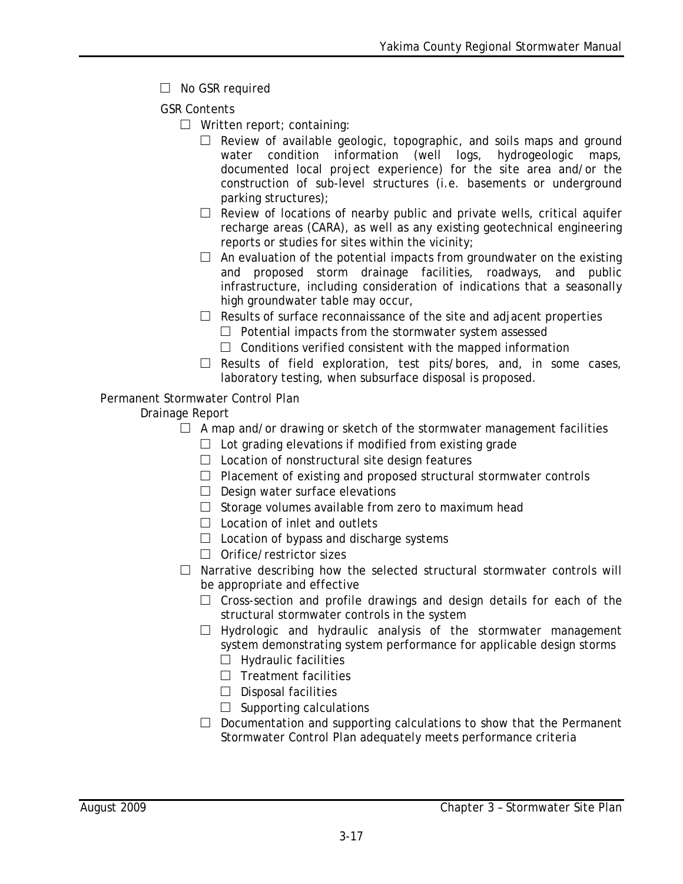- ☐ No GSR required

GSR Contents

- ☐ Written report; containing:
  - ☐ Review of available geologic, topographic, and soils maps and ground water condition information (well logs, hydrogeologic maps, documented local project experience) for the site area and/or the construction of sub-level structures (i.e. basements or underground parking structures);
  - ☐ Review of locations of nearby public and private wells, critical aquifer recharge areas (CARA), as well as any existing geotechnical engineering reports or studies for sites within the vicinity;
  - ☐ An evaluation of the potential impacts from groundwater on the existing and proposed storm drainage facilities, roadways, and public infrastructure, including consideration of indications that a seasonally high groundwater table may occur,
  - ☐ Results of surface reconnaissance of the site and adjacent properties
    - ☐ Potential impacts from the stormwater system assessed
    - ☐ Conditions verified consistent with the mapped information
  - ☐ Results of field exploration, test pits/bores, and, in some cases, laboratory testing, when subsurface disposal is proposed.

Permanent Stormwater Control Plan

Drainage Report

- ☐ A map and/or drawing or sketch of the stormwater management facilities
  - ☐ Lot grading elevations if modified from existing grade
  - ☐ Location of nonstructural site design features
  - ☐ Placement of existing and proposed structural stormwater controls
  - ☐ Design water surface elevations
  - ☐ Storage volumes available from zero to maximum head
  - ☐ Location of inlet and outlets
  - ☐ Location of bypass and discharge systems
  - ☐ Orifice/restrictor sizes
- ☐ Narrative describing how the selected structural stormwater controls will be appropriate and effective
  - ☐ Cross-section and profile drawings and design details for each of the structural stormwater controls in the system
  - ☐ Hydrologic and hydraulic analysis of the stormwater management system demonstrating system performance for applicable design storms
    - ☐ Hydraulic facilities
    - ☐ Treatment facilities
    - ☐ Disposal facilities
    - ☐ Supporting calculations
  - ☐ Documentation and supporting calculations to show that the Permanent Stormwater Control Plan adequately meets performance criteria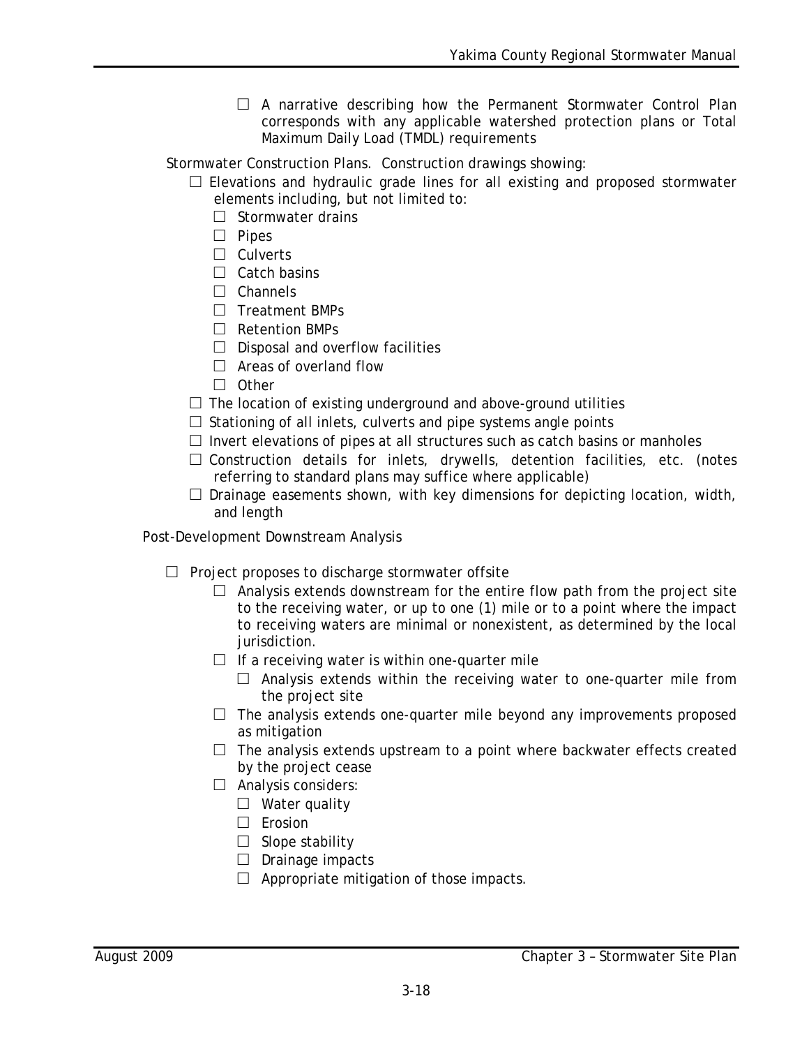- ☐ A narrative describing how the Permanent Stormwater Control Plan corresponds with any applicable watershed protection plans or Total Maximum Daily Load (TMDL) requirements

Stormwater Construction Plans. Construction drawings showing:

- ☐ Elevations and hydraulic grade lines for all existing and proposed stormwater elements including, but not limited to:
  - ☐ Stormwater drains
  - ☐ Pipes
  - ☐ Culverts
  - ☐ Catch basins
  - ☐ Channels
  - ☐ Treatment BMPs
  - ☐ Retention BMPs
  - ☐ Disposal and overflow facilities
  - ☐ Areas of overland flow
  - ☐ Other
- ☐ The location of existing underground and above-ground utilities
- ☐ Stationing of all inlets, culverts and pipe systems angle points
- ☐ Invert elevations of pipes at all structures such as catch basins or manholes
- ☐ Construction details for inlets, drywells, detention facilities, etc. (notes referring to standard plans may suffice where applicable)
- ☐ Drainage easements shown, with key dimensions for depicting location, width, and length

Post-Development Downstream Analysis

- ☐ Project proposes to discharge stormwater offsite
  - ☐ Analysis extends downstream for the entire flow path from the project site to the receiving water, or up to one (1) mile or to a point where the impact to receiving waters are minimal or nonexistent, as determined by the local jurisdiction.
  - ☐ If a receiving water is within one-quarter mile
    - ☐ Analysis extends within the receiving water to one-quarter mile from the project site
  - ☐ The analysis extends one-quarter mile beyond any improvements proposed as mitigation
  - ☐ The analysis extends upstream to a point where backwater effects created by the project cease
  - ☐ Analysis considers:
    - ☐ Water quality
    - ☐ Erosion
    - ☐ Slope stability
    - ☐ Drainage impacts
    - ☐ Appropriate mitigation of those impacts.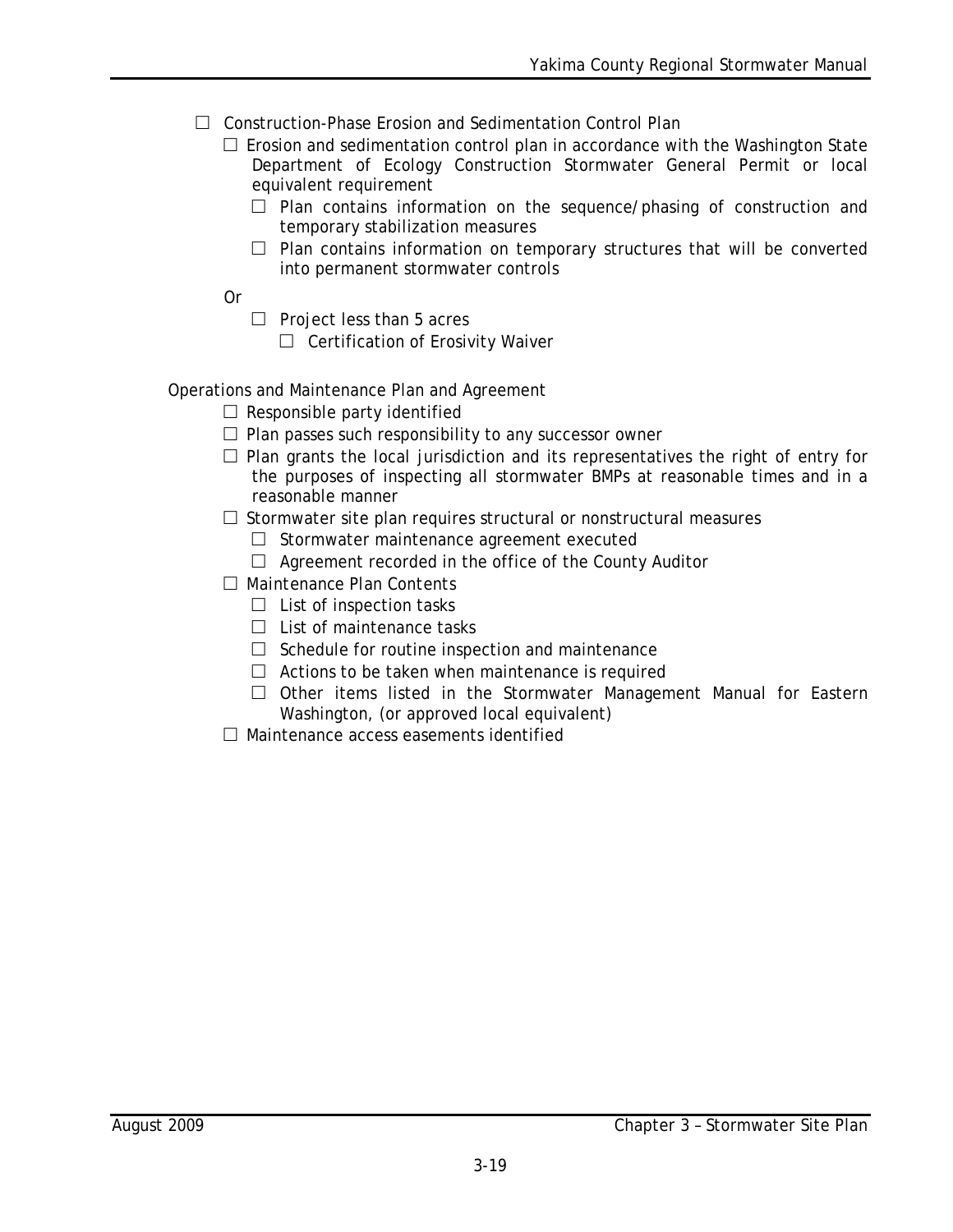- ☐ Construction-Phase Erosion and Sedimentation Control Plan
  - ☐ Erosion and sedimentation control plan in accordance with the Washington State Department of Ecology Construction Stormwater General Permit or local equivalent requirement
    - ☐ Plan contains information on the sequence/phasing of construction and temporary stabilization measures
    - ☐ Plan contains information on temporary structures that will be converted into permanent stormwater controls

  Or

    - ☐ Project less than 5 acres
      - ☐ Certification of Erosivity Waiver

Operations and Maintenance Plan and Agreement

- ☐ Responsible party identified
- ☐ Plan passes such responsibility to any successor owner
- ☐ Plan grants the local jurisdiction and its representatives the right of entry for the purposes of inspecting all stormwater BMPs at reasonable times and in a reasonable manner
- ☐ Stormwater site plan requires structural or nonstructural measures
  - ☐ Stormwater maintenance agreement executed
  - ☐ Agreement recorded in the office of the County Auditor
- ☐ Maintenance Plan Contents
  - ☐ List of inspection tasks
  - ☐ List of maintenance tasks
  - ☐ Schedule for routine inspection and maintenance
  - ☐ Actions to be taken when maintenance is required
  - ☐ Other items listed in the Stormwater Management Manual for Eastern Washington, (or approved local equivalent)
- ☐ Maintenance access easements identified